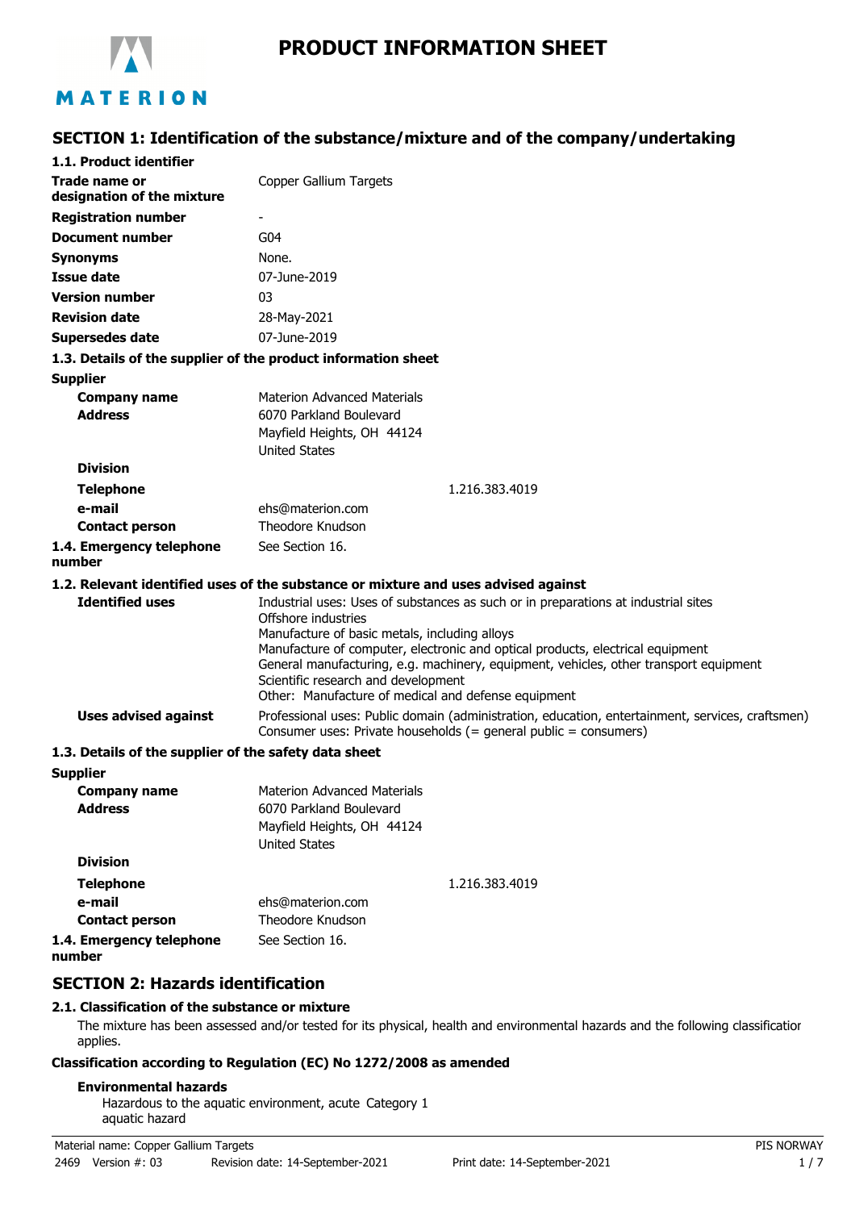# PRODUCT INFORMATION SHEET

## SECTION 1: Identification of the substance/mixture and of the company/undertaking

### 1.1. Product identifier

| | |
|---|---|
| **Trade name or designation of the mixture** | Copper Gallium Targets |
| **Registration number** | - |
| **Document number** | G04 |
| **Synonyms** | None. |
| **Issue date** | 07-June-2019 |
| **Version number** | 03 |
| **Revision date** | 28-May-2021 |
| **Supersedes date** | 07-June-2019 |

### 1.3. Details of the supplier of the product information sheet

**Supplier**

| | |
|---|---|
| **Company name** | Materion Advanced Materials |
| **Address** | 6070 Parkland Boulevard<br>Mayfield Heights, OH 44124<br>United States |
| **Division** | |
| **Telephone** | 1.216.383.4019 |
| **e-mail** | ehs@materion.com |
| **Contact person** | Theodore Knudson |
| **1.4. Emergency telephone number** | See Section 16. |

### 1.2. Relevant identified uses of the substance or mixture and uses advised against

**Identified uses**

Industrial uses: Uses of substances as such or in preparations at industrial sites
Offshore industries
Manufacture of basic metals, including alloys
Manufacture of computer, electronic and optical products, electrical equipment
General manufacturing, e.g. machinery, equipment, vehicles, other transport equipment
Scientific research and development
Other: Manufacture of medical and defense equipment

**Uses advised against**

Professional uses: Public domain (administration, education, entertainment, services, craftsmen)
Consumer uses: Private households (= general public = consumers)

### 1.3. Details of the supplier of the safety data sheet

**Supplier**

| | |
|---|---|
| **Company name** | Materion Advanced Materials |
| **Address** | 6070 Parkland Boulevard<br>Mayfield Heights, OH 44124<br>United States |
| **Division** | |
| **Telephone** | 1.216.383.4019 |
| **e-mail** | ehs@materion.com |
| **Contact person** | Theodore Knudson |
| **1.4. Emergency telephone number** | See Section 16. |

## SECTION 2: Hazards identification

### 2.1. Classification of the substance or mixture

The mixture has been assessed and/or tested for its physical, health and environmental hazards and the following classification applies.

**Classification according to Regulation (EC) No 1272/2008 as amended**

**Environmental hazards**

Hazardous to the aquatic environment, acute aquatic hazard — Category 1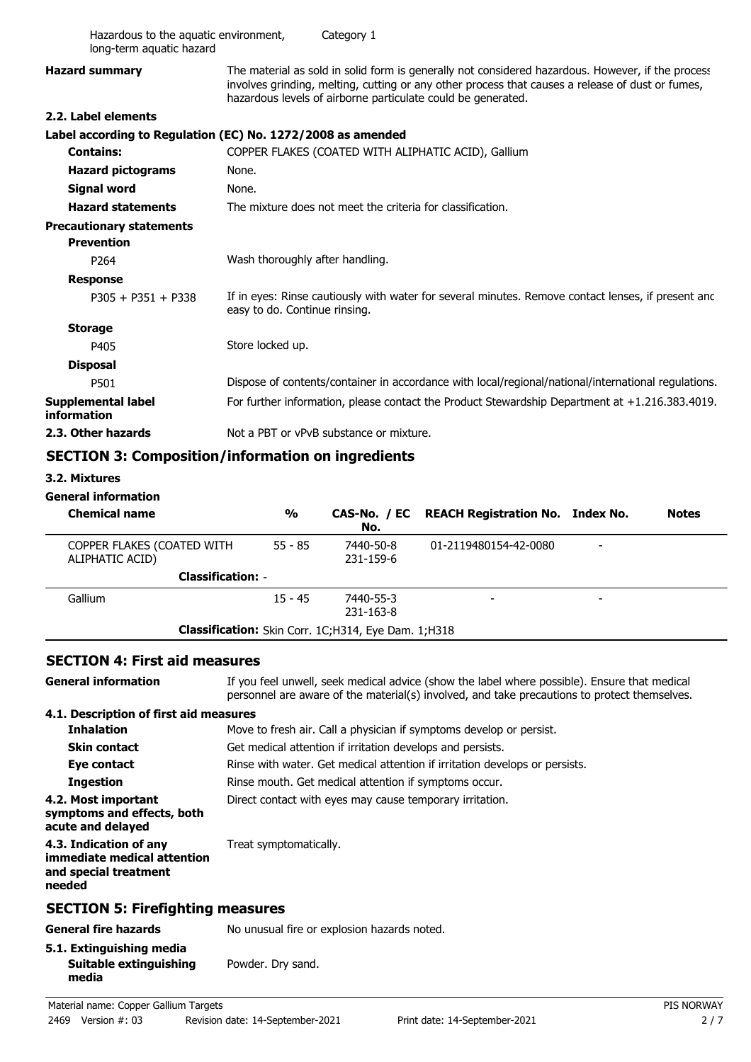| | |
|---|---|
| Hazardous to the aquatic environment, long-term aquatic hazard | Category 1 |

**Hazard summary** The material as sold in solid form is generally not considered hazardous. However, if the process involves grinding, melting, cutting or any other process that causes a release of dust or fumes, hazardous levels of airborne particulate could be generated.

### 2.2. Label elements

**Label according to Regulation (EC) No. 1272/2008 as amended**

| | |
|---|---|
| **Contains:** | COPPER FLAKES (COATED WITH ALIPHATIC ACID), Gallium |
| **Hazard pictograms** | None. |
| **Signal word** | None. |
| **Hazard statements** | The mixture does not meet the criteria for classification. |

**Precautionary statements**

**Prevention**

| | |
|---|---|
| P264 | Wash thoroughly after handling. |

**Response**

| | |
|---|---|
| P305 + P351 + P338 | If in eyes: Rinse cautiously with water for several minutes. Remove contact lenses, if present and easy to do. Continue rinsing. |

**Storage**

| | |
|---|---|
| P405 | Store locked up. |

**Disposal**

| | |
|---|---|
| P501 | Dispose of contents/container in accordance with local/regional/national/international regulations. |

| | |
|---|---|
| **Supplemental label information** | For further information, please contact the Product Stewardship Department at +1.216.383.4019. |
| **2.3. Other hazards** | Not a PBT or vPvB substance or mixture. |

## SECTION 3: Composition/information on ingredients

### 3.2. Mixtures

**General information**

| Chemical name | % | CAS-No. / EC No. | REACH Registration No. | Index No. | Notes |
|---|---|---|---|---|---|
| COPPER FLAKES (COATED WITH ALIPHATIC ACID) | 55 - 85 | 7440-50-8 231-159-6 | 01-2119480154-42-0080 | - | |
| **Classification:** - | | | | | |
| Gallium | 15 - 45 | 7440-55-3 231-163-8 | - | - | |
| **Classification:** Skin Corr. 1C;H314, Eye Dam. 1;H318 | | | | | |

## SECTION 4: First aid measures

**General information** If you feel unwell, seek medical advice (show the label where possible). Ensure that medical personnel are aware of the material(s) involved, and take precautions to protect themselves.

### 4.1. Description of first aid measures

| | |
|---|---|
| **Inhalation** | Move to fresh air. Call a physician if symptoms develop or persist. |
| **Skin contact** | Get medical attention if irritation develops and persists. |
| **Eye contact** | Rinse with water. Get medical attention if irritation develops or persists. |
| **Ingestion** | Rinse mouth. Get medical attention if symptoms occur. |
| **4.2. Most important symptoms and effects, both acute and delayed** | Direct contact with eyes may cause temporary irritation. |
| **4.3. Indication of any immediate medical attention and special treatment needed** | Treat symptomatically. |

## SECTION 5: Firefighting measures

**General fire hazards** No unusual fire or explosion hazards noted.

### 5.1. Extinguishing media

| | |
|---|---|
| **Suitable extinguishing media** | Powder. Dry sand. |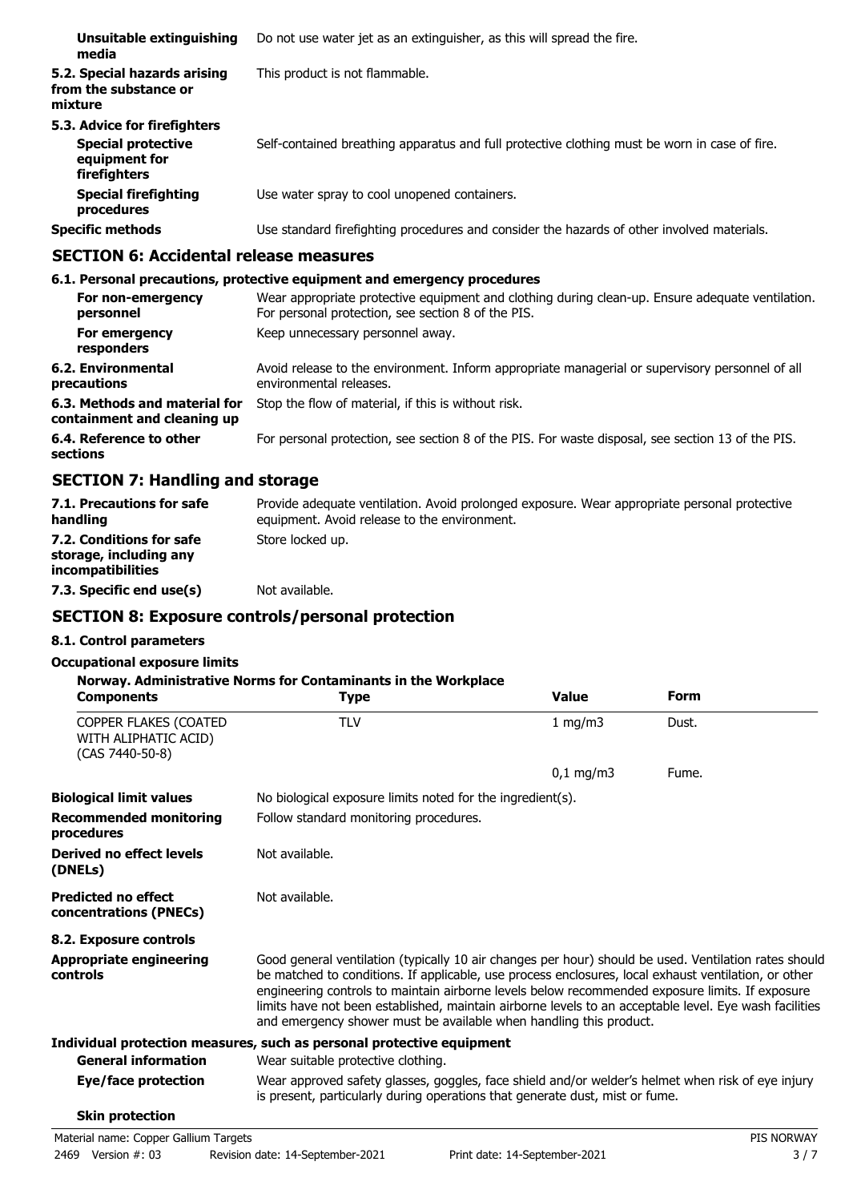| | |
|---|---|
| **Unsuitable extinguishing media** | Do not use water jet as an extinguisher, as this will spread the fire. |
| **5.2. Special hazards arising from the substance or mixture** | This product is not flammable. |
| **5.3. Advice for firefighters** | |
| **Special protective equipment for firefighters** | Self-contained breathing apparatus and full protective clothing must be worn in case of fire. |
| **Special firefighting procedures** | Use water spray to cool unopened containers. |
| **Specific methods** | Use standard firefighting procedures and consider the hazards of other involved materials. |

## SECTION 6: Accidental release measures

### 6.1. Personal precautions, protective equipment and emergency procedures

| | |
|---|---|
| **For non-emergency personnel** | Wear appropriate protective equipment and clothing during clean-up. Ensure adequate ventilation. For personal protection, see section 8 of the PIS. |
| **For emergency responders** | Keep unnecessary personnel away. |
| **6.2. Environmental precautions** | Avoid release to the environment. Inform appropriate managerial or supervisory personnel of all environmental releases. |
| **6.3. Methods and material for containment and cleaning up** | Stop the flow of material, if this is without risk. |
| **6.4. Reference to other sections** | For personal protection, see section 8 of the PIS. For waste disposal, see section 13 of the PIS. |

## SECTION 7: Handling and storage

| | |
|---|---|
| **7.1. Precautions for safe handling** | Provide adequate ventilation. Avoid prolonged exposure. Wear appropriate personal protective equipment. Avoid release to the environment. |
| **7.2. Conditions for safe storage, including any incompatibilities** | Store locked up. |
| **7.3. Specific end use(s)** | Not available. |

## SECTION 8: Exposure controls/personal protection

### 8.1. Control parameters

**Occupational exposure limits**

**Norway. Administrative Norms for Contaminants in the Workplace**

| Components | Type | Value | Form |
|---|---|---|---|
| COPPER FLAKES (COATED WITH ALIPHATIC ACID) (CAS 7440-50-8) | TLV | 1 mg/m3 | Dust. |
| | | 0,1 mg/m3 | Fume. |

| | |
|---|---|
| **Biological limit values** | No biological exposure limits noted for the ingredient(s). |
| **Recommended monitoring procedures** | Follow standard monitoring procedures. |
| **Derived no effect levels (DNELs)** | Not available. |
| **Predicted no effect concentrations (PNECs)** | Not available. |

### 8.2. Exposure controls

| | |
|---|---|
| **Appropriate engineering controls** | Good general ventilation (typically 10 air changes per hour) should be used. Ventilation rates should be matched to conditions. If applicable, use process enclosures, local exhaust ventilation, or other engineering controls to maintain airborne levels below recommended exposure limits. If exposure limits have not been established, maintain airborne levels to an acceptable level. Eye wash facilities and emergency shower must be available when handling this product. |

**Individual protection measures, such as personal protective equipment**

| | |
|---|---|
| **General information** | Wear suitable protective clothing. |
| **Eye/face protection** | Wear approved safety glasses, goggles, face shield and/or welder's helmet when risk of eye injury is present, particularly during operations that generate dust, mist or fume. |
| **Skin protection** | |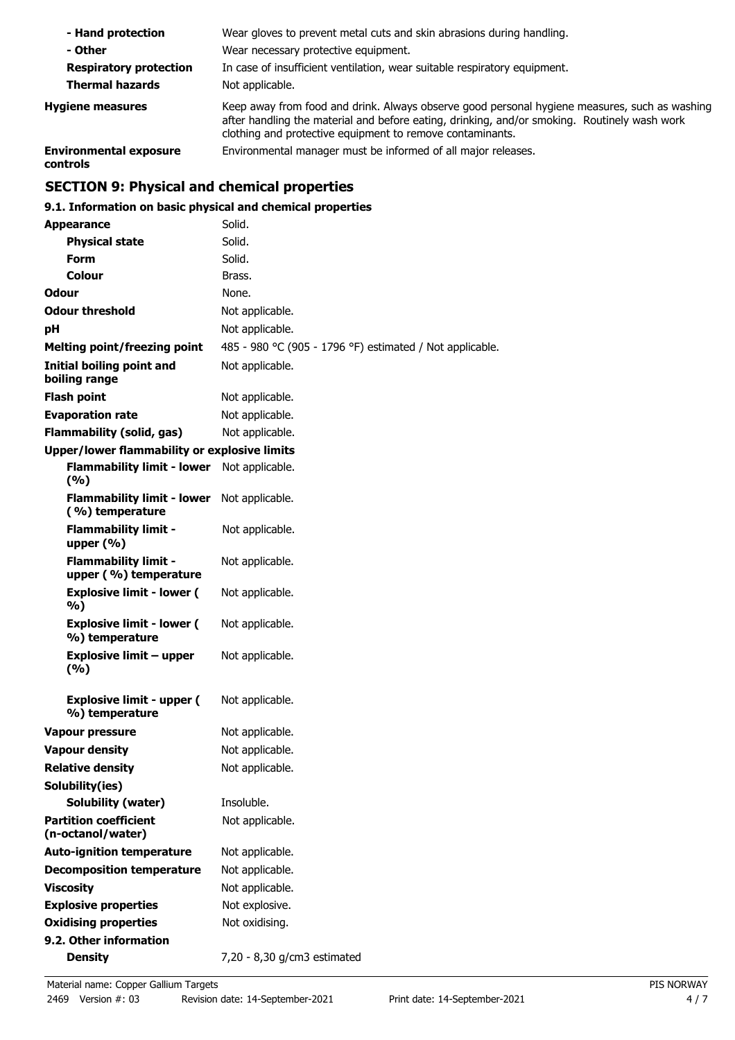| | |
|---|---|
| **- Hand protection** | Wear gloves to prevent metal cuts and skin abrasions during handling. |
| **- Other** | Wear necessary protective equipment. |
| **Respiratory protection** | In case of insufficient ventilation, wear suitable respiratory equipment. |
| **Thermal hazards** | Not applicable. |
| **Hygiene measures** | Keep away from food and drink. Always observe good personal hygiene measures, such as washing after handling the material and before eating, drinking, and/or smoking. Routinely wash work clothing and protective equipment to remove contaminants. |
| **Environmental exposure controls** | Environmental manager must be informed of all major releases. |

## SECTION 9: Physical and chemical properties

### 9.1. Information on basic physical and chemical properties

| | |
|---|---|
| **Appearance** | Solid. |
| **Physical state** | Solid. |
| **Form** | Solid. |
| **Colour** | Brass. |
| **Odour** | None. |
| **Odour threshold** | Not applicable. |
| **pH** | Not applicable. |
| **Melting point/freezing point** | 485 - 980 °C (905 - 1796 °F) estimated / Not applicable. |
| **Initial boiling point and boiling range** | Not applicable. |
| **Flash point** | Not applicable. |
| **Evaporation rate** | Not applicable. |
| **Flammability (solid, gas)** | Not applicable. |
| **Upper/lower flammability or explosive limits** | |
| **Flammability limit - lower (%)** | Not applicable. |
| **Flammability limit - lower (%) temperature** | Not applicable. |
| **Flammability limit - upper (%)** | Not applicable. |
| **Flammability limit - upper (%) temperature** | Not applicable. |
| **Explosive limit - lower (%)** | Not applicable. |
| **Explosive limit - lower (%) temperature** | Not applicable. |
| **Explosive limit – upper (%)** | Not applicable. |
| **Explosive limit - upper (%) temperature** | Not applicable. |
| **Vapour pressure** | Not applicable. |
| **Vapour density** | Not applicable. |
| **Relative density** | Not applicable. |
| **Solubility(ies)** | |
| **Solubility (water)** | Insoluble. |
| **Partition coefficient (n-octanol/water)** | Not applicable. |
| **Auto-ignition temperature** | Not applicable. |
| **Decomposition temperature** | Not applicable. |
| **Viscosity** | Not applicable. |
| **Explosive properties** | Not explosive. |
| **Oxidising properties** | Not oxidising. |

### 9.2. Other information

| | |
|---|---|
| **Density** | 7,20 - 8,30 g/cm3 estimated |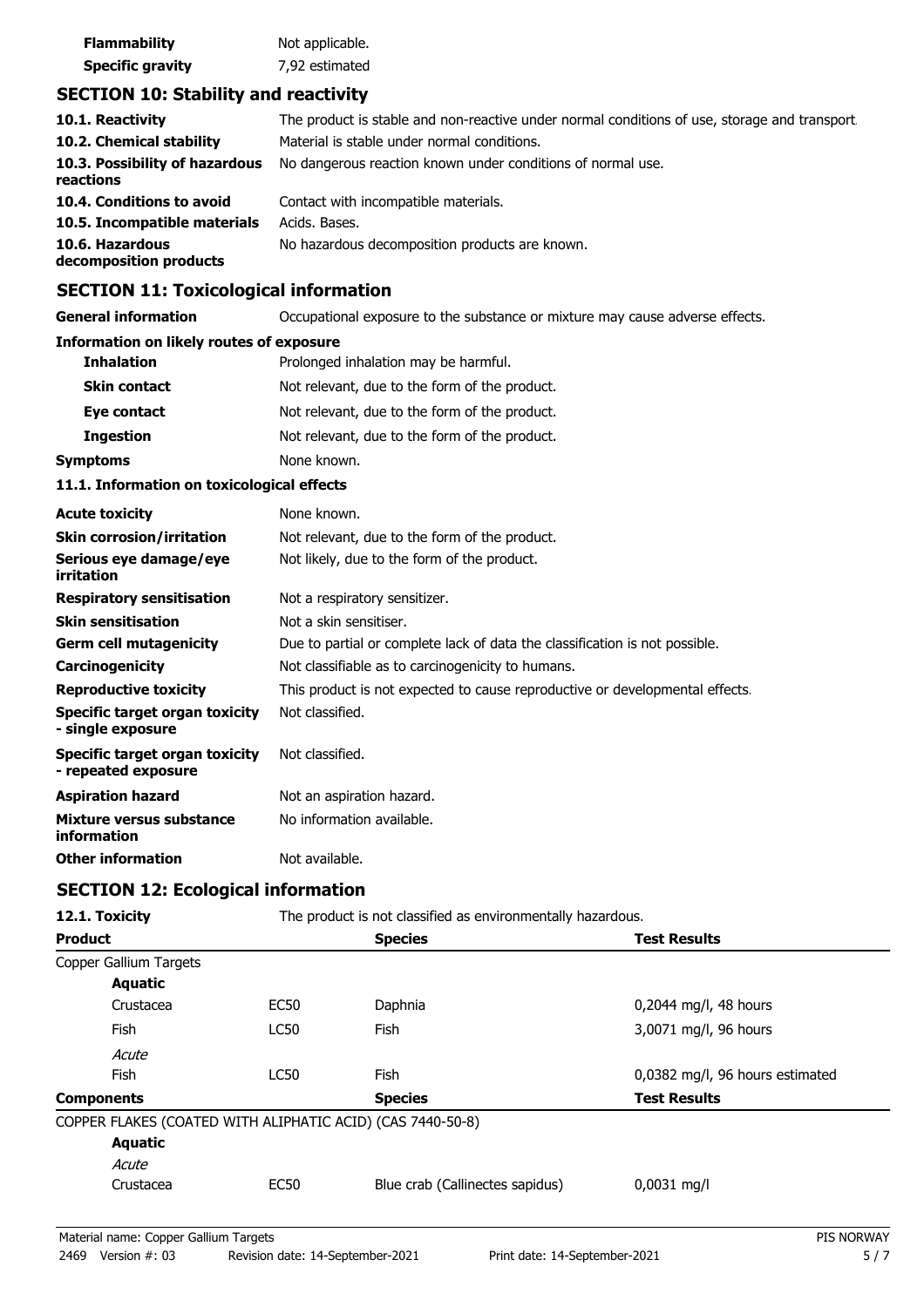| | |
|---|---|
| **Flammability** | Not applicable. |
| **Specific gravity** | 7,92 estimated |

## SECTION 10: Stability and reactivity

| | |
|---|---|
| **10.1. Reactivity** | The product is stable and non-reactive under normal conditions of use, storage and transport. |
| **10.2. Chemical stability** | Material is stable under normal conditions. |
| **10.3. Possibility of hazardous reactions** | No dangerous reaction known under conditions of normal use. |
| **10.4. Conditions to avoid** | Contact with incompatible materials. |
| **10.5. Incompatible materials** | Acids. Bases. |
| **10.6. Hazardous decomposition products** | No hazardous decomposition products are known. |

## SECTION 11: Toxicological information

| | |
|---|---|
| **General information** | Occupational exposure to the substance or mixture may cause adverse effects. |

**Information on likely routes of exposure**

| | |
|---|---|
| **Inhalation** | Prolonged inhalation may be harmful. |
| **Skin contact** | Not relevant, due to the form of the product. |
| **Eye contact** | Not relevant, due to the form of the product. |
| **Ingestion** | Not relevant, due to the form of the product. |
| **Symptoms** | None known. |

**11.1. Information on toxicological effects**

| | |
|---|---|
| **Acute toxicity** | None known. |
| **Skin corrosion/irritation** | Not relevant, due to the form of the product. |
| **Serious eye damage/eye irritation** | Not likely, due to the form of the product. |
| **Respiratory sensitisation** | Not a respiratory sensitizer. |
| **Skin sensitisation** | Not a skin sensitiser. |
| **Germ cell mutagenicity** | Due to partial or complete lack of data the classification is not possible. |
| **Carcinogenicity** | Not classifiable as to carcinogenicity to humans. |
| **Reproductive toxicity** | This product is not expected to cause reproductive or developmental effects. |
| **Specific target organ toxicity - single exposure** | Not classified. |
| **Specific target organ toxicity - repeated exposure** | Not classified. |
| **Aspiration hazard** | Not an aspiration hazard. |
| **Mixture versus substance information** | No information available. |
| **Other information** | Not available. |

## SECTION 12: Ecological information

**12.1. Toxicity** The product is not classified as environmentally hazardous.

| **Product** | | **Species** | **Test Results** |
|---|---|---|---|
| Copper Gallium Targets | | | |
| **Aquatic** | | | |
| Crustacea | EC50 | Daphnia | 0,2044 mg/l, 48 hours |
| Fish | LC50 | Fish | 3,0071 mg/l, 96 hours |
| *Acute* | | | |
| Fish | LC50 | Fish | 0,0382 mg/l, 96 hours estimated |
| **Components** | | **Species** | **Test Results** |
| COPPER FLAKES (COATED WITH ALIPHATIC ACID) (CAS 7440-50-8) | | | |
| **Aquatic** | | | |
| *Acute* | | | |
| Crustacea | EC50 | Blue crab (Callinectes sapidus) | 0,0031 mg/l |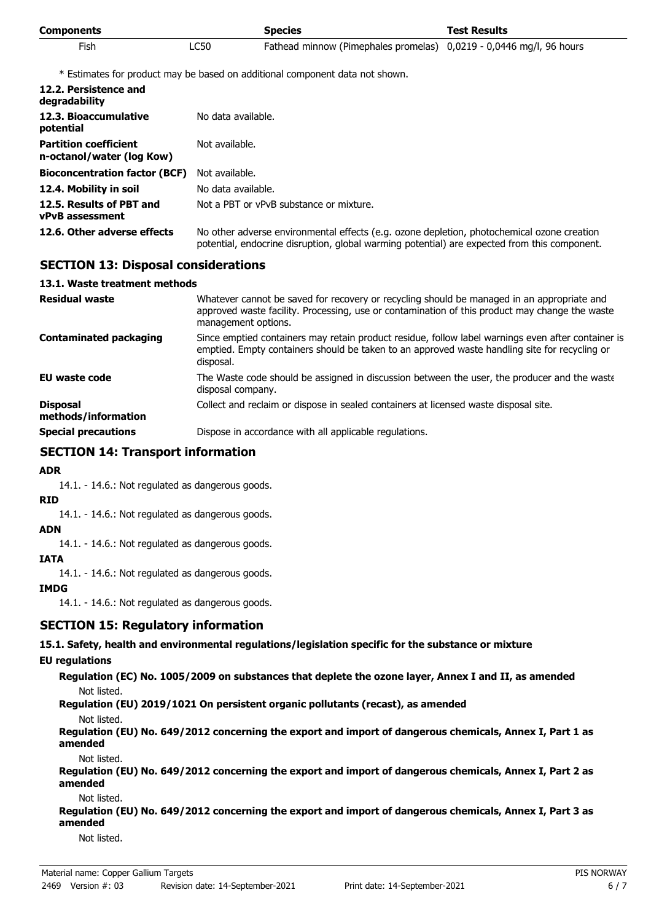| Components | | Species | Test Results |
| --- | --- | --- | --- |
| Fish | LC50 | Fathead minnow (Pimephales promelas) | 0,0219 - 0,0446 mg/l, 96 hours |

\* Estimates for product may be based on additional component data not shown.

| | |
| --- | --- |
| **12.2. Persistence and degradability** | |
| **12.3. Bioaccumulative potential** | No data available. |
| **Partition coefficient n-octanol/water (log Kow)** | Not available. |
| **Bioconcentration factor (BCF)** | Not available. |
| **12.4. Mobility in soil** | No data available. |
| **12.5. Results of PBT and vPvB assessment** | Not a PBT or vPvB substance or mixture. |
| **12.6. Other adverse effects** | No other adverse environmental effects (e.g. ozone depletion, photochemical ozone creation potential, endocrine disruption, global warming potential) are expected from this component. |

## SECTION 13: Disposal considerations

### 13.1. Waste treatment methods

| | |
| --- | --- |
| **Residual waste** | Whatever cannot be saved for recovery or recycling should be managed in an appropriate and approved waste facility. Processing, use or contamination of this product may change the waste management options. |
| **Contaminated packaging** | Since emptied containers may retain product residue, follow label warnings even after container is emptied. Empty containers should be taken to an approved waste handling site for recycling or disposal. |
| **EU waste code** | The Waste code should be assigned in discussion between the user, the producer and the waste disposal company. |
| **Disposal methods/information** | Collect and reclaim or dispose in sealed containers at licensed waste disposal site. |
| **Special precautions** | Dispose in accordance with all applicable regulations. |

## SECTION 14: Transport information

**ADR**

14.1. - 14.6.: Not regulated as dangerous goods.

**RID**

14.1. - 14.6.: Not regulated as dangerous goods.

**ADN**

14.1. - 14.6.: Not regulated as dangerous goods.

**IATA**

14.1. - 14.6.: Not regulated as dangerous goods.

**IMDG**

14.1. - 14.6.: Not regulated as dangerous goods.

## SECTION 15: Regulatory information

### 15.1. Safety, health and environmental regulations/legislation specific for the substance or mixture

**EU regulations**

**Regulation (EC) No. 1005/2009 on substances that deplete the ozone layer, Annex I and II, as amended**

Not listed.

**Regulation (EU) 2019/1021 On persistent organic pollutants (recast), as amended**

Not listed.

**Regulation (EU) No. 649/2012 concerning the export and import of dangerous chemicals, Annex I, Part 1 as amended**

Not listed.

**Regulation (EU) No. 649/2012 concerning the export and import of dangerous chemicals, Annex I, Part 2 as amended**

Not listed.

**Regulation (EU) No. 649/2012 concerning the export and import of dangerous chemicals, Annex I, Part 3 as amended**

Not listed.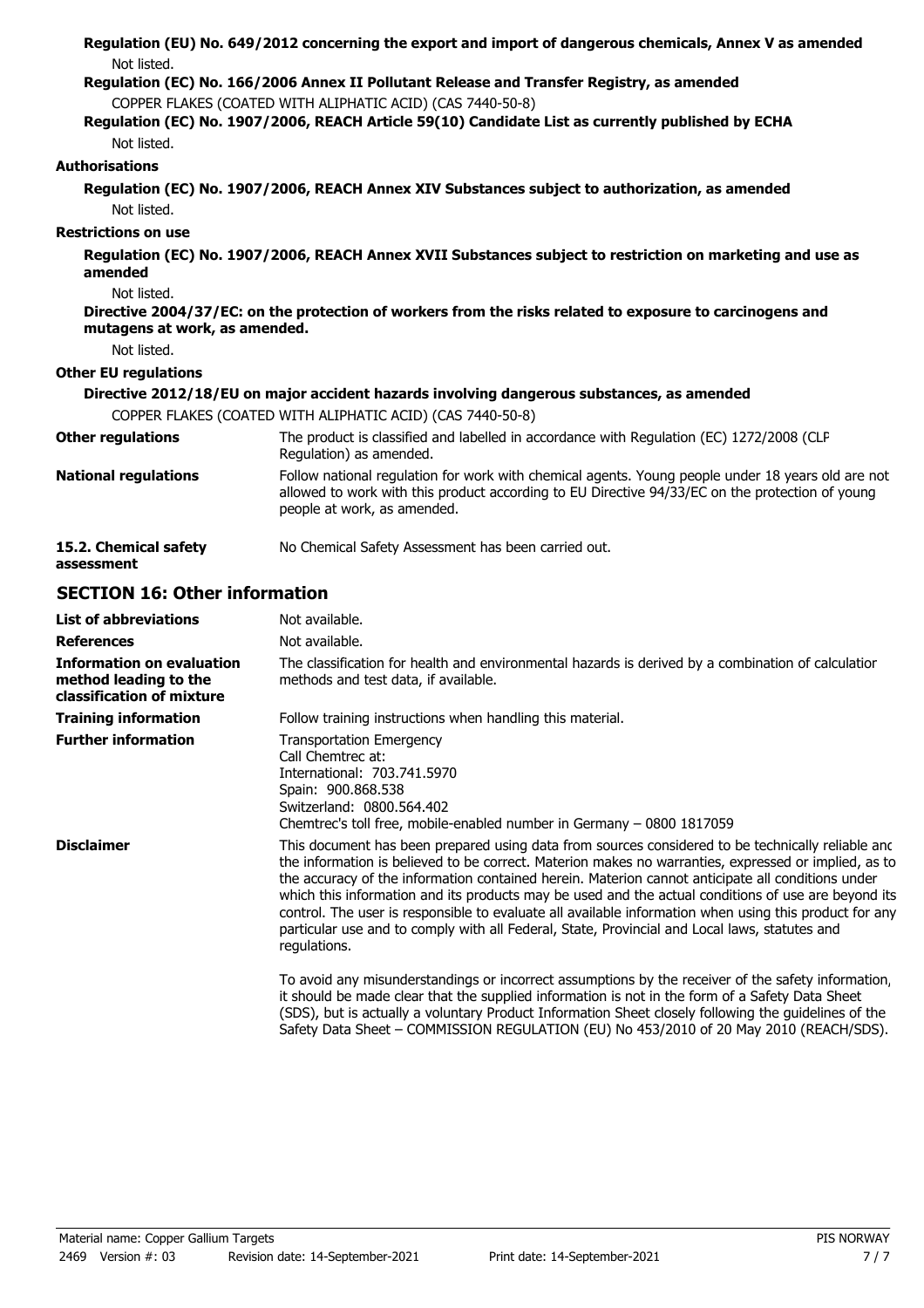**Regulation (EU) No. 649/2012 concerning the export and import of dangerous chemicals, Annex V as amended**

Not listed.

**Regulation (EC) No. 166/2006 Annex II Pollutant Release and Transfer Registry, as amended**

COPPER FLAKES (COATED WITH ALIPHATIC ACID) (CAS 7440-50-8)

**Regulation (EC) No. 1907/2006, REACH Article 59(10) Candidate List as currently published by ECHA**

Not listed.

**Authorisations**

**Regulation (EC) No. 1907/2006, REACH Annex XIV Substances subject to authorization, as amended**

Not listed.

**Restrictions on use**

**Regulation (EC) No. 1907/2006, REACH Annex XVII Substances subject to restriction on marketing and use as amended**

Not listed.

**Directive 2004/37/EC: on the protection of workers from the risks related to exposure to carcinogens and mutagens at work, as amended.**

Not listed.

**Other EU regulations**

**Directive 2012/18/EU on major accident hazards involving dangerous substances, as amended**

COPPER FLAKES (COATED WITH ALIPHATIC ACID) (CAS 7440-50-8)

| | |
|---|---|
| **Other regulations** | The product is classified and labelled in accordance with Regulation (EC) 1272/2008 (CLP Regulation) as amended. |
| **National regulations** | Follow national regulation for work with chemical agents. Young people under 18 years old are not allowed to work with this product according to EU Directive 94/33/EC on the protection of young people at work, as amended. |
| **15.2. Chemical safety assessment** | No Chemical Safety Assessment has been carried out. |

## SECTION 16: Other information

| | |
|---|---|
| **List of abbreviations** | Not available. |
| **References** | Not available. |
| **Information on evaluation method leading to the classification of mixture** | The classification for health and environmental hazards is derived by a combination of calculation methods and test data, if available. |
| **Training information** | Follow training instructions when handling this material. |
| **Further information** | Transportation Emergency<br>Call Chemtrec at:<br>International: 703.741.5970<br>Spain: 900.868.538<br>Switzerland: 0800.564.402<br>Chemtrec's toll free, mobile-enabled number in Germany – 0800 1817059 |
| **Disclaimer** | This document has been prepared using data from sources considered to be technically reliable and the information is believed to be correct. Materion makes no warranties, expressed or implied, as to the accuracy of the information contained herein. Materion cannot anticipate all conditions under which this information and its products may be used and the actual conditions of use are beyond its control. The user is responsible to evaluate all available information when using this product for any particular use and to comply with all Federal, State, Provincial and Local laws, statutes and regulations.<br><br>To avoid any misunderstandings or incorrect assumptions by the receiver of the safety information, it should be made clear that the supplied information is not in the form of a Safety Data Sheet (SDS), but is actually a voluntary Product Information Sheet closely following the guidelines of the Safety Data Sheet – COMMISSION REGULATION (EU) No 453/2010 of 20 May 2010 (REACH/SDS). |